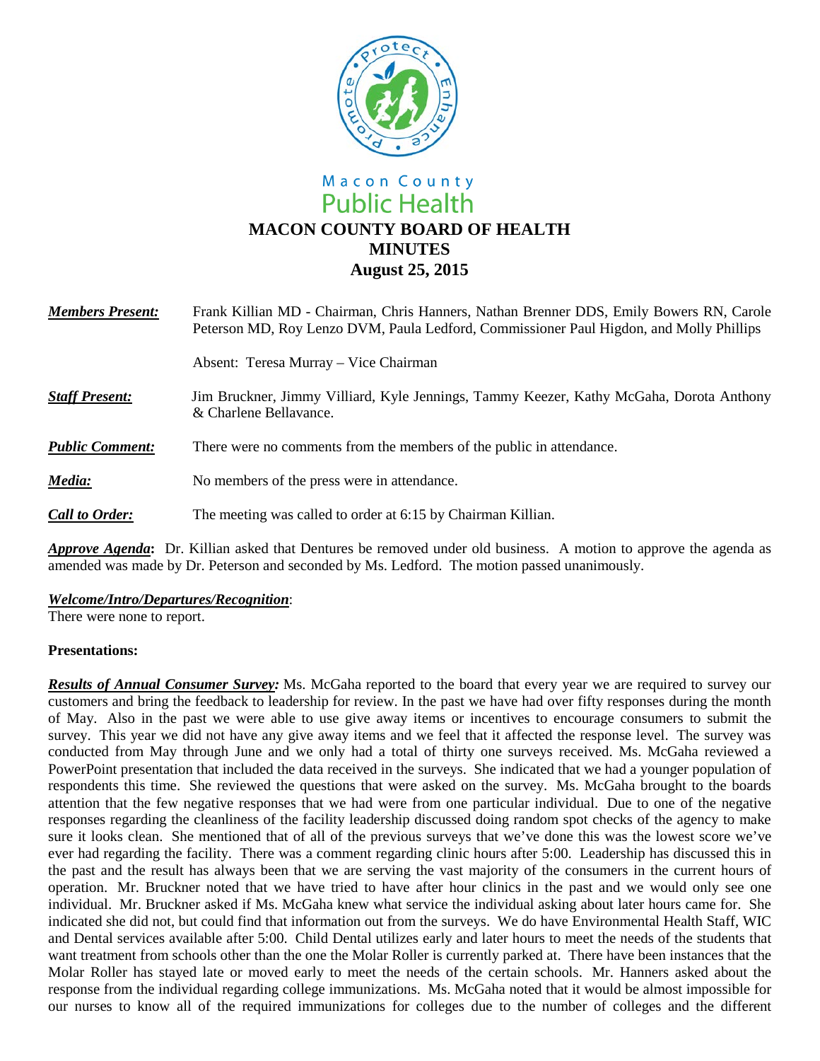Macon County
Public Health

# MACON COUNTY BOARD OF HEALTH
# MINUTES
# August 25, 2015

***Members Present:*** Frank Killian MD - Chairman, Chris Hanners, Nathan Brenner DDS, Emily Bowers RN, Carole Peterson MD, Roy Lenzo DVM, Paula Ledford, Commissioner Paul Higdon, and Molly Phillips

Absent: Teresa Murray – Vice Chairman

***Staff Present:*** Jim Bruckner, Jimmy Villiard, Kyle Jennings, Tammy Keezer, Kathy McGaha, Dorota Anthony & Charlene Bellavance.

***Public Comment:*** There were no comments from the members of the public in attendance.

***Media:*** No members of the press were in attendance.

***Call to Order:*** The meeting was called to order at 6:15 by Chairman Killian.

***Approve Agenda*:** Dr. Killian asked that Dentures be removed under old business. A motion to approve the agenda as amended was made by Dr. Peterson and seconded by Ms. Ledford. The motion passed unanimously.

***Welcome/Intro/Departures/Recognition***:
There were none to report.

**Presentations:**

***Results of Annual Consumer Survey:*** Ms. McGaha reported to the board that every year we are required to survey our customers and bring the feedback to leadership for review. In the past we have had over fifty responses during the month of May. Also in the past we were able to use give away items or incentives to encourage consumers to submit the survey. This year we did not have any give away items and we feel that it affected the response level. The survey was conducted from May through June and we only had a total of thirty one surveys received. Ms. McGaha reviewed a PowerPoint presentation that included the data received in the surveys. She indicated that we had a younger population of respondents this time. She reviewed the questions that were asked on the survey. Ms. McGaha brought to the boards attention that the few negative responses that we had were from one particular individual. Due to one of the negative responses regarding the cleanliness of the facility leadership discussed doing random spot checks of the agency to make sure it looks clean. She mentioned that of all of the previous surveys that we've done this was the lowest score we've ever had regarding the facility. There was a comment regarding clinic hours after 5:00. Leadership has discussed this in the past and the result has always been that we are serving the vast majority of the consumers in the current hours of operation. Mr. Bruckner noted that we have tried to have after hour clinics in the past and we would only see one individual. Mr. Bruckner asked if Ms. McGaha knew what service the individual asking about later hours came for. She indicated she did not, but could find that information out from the surveys. We do have Environmental Health Staff, WIC and Dental services available after 5:00. Child Dental utilizes early and later hours to meet the needs of the students that want treatment from schools other than the one the Molar Roller is currently parked at. There have been instances that the Molar Roller has stayed late or moved early to meet the needs of the certain schools. Mr. Hanners asked about the response from the individual regarding college immunizations. Ms. McGaha noted that it would be almost impossible for our nurses to know all of the required immunizations for colleges due to the number of colleges and the different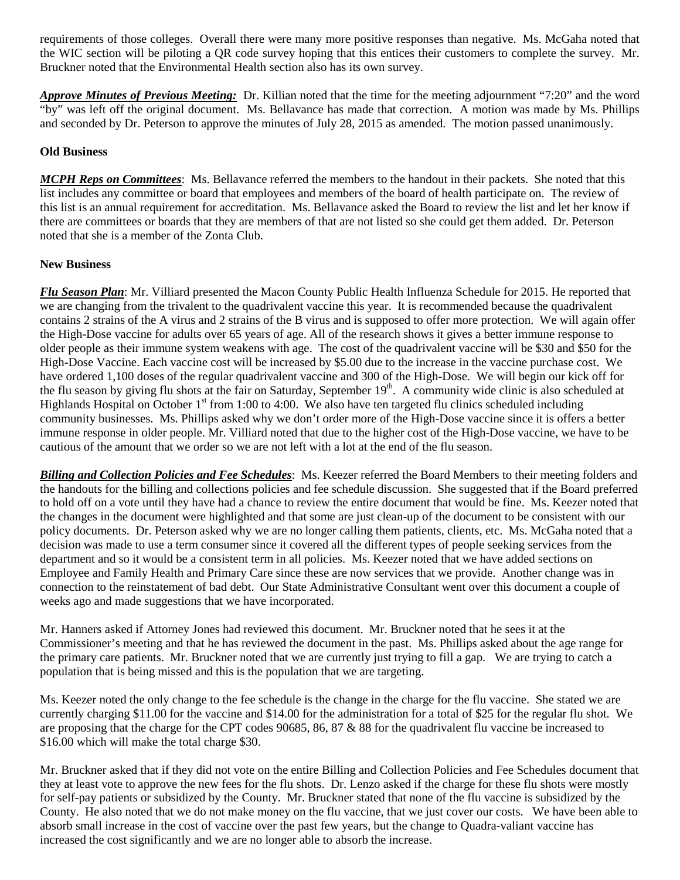requirements of those colleges. Overall there were many more positive responses than negative. Ms. McGaha noted that the WIC section will be piloting a QR code survey hoping that this entices their customers to complete the survey. Mr. Bruckner noted that the Environmental Health section also has its own survey.

***Approve Minutes of Previous Meeting:*** Dr. Killian noted that the time for the meeting adjournment "7:20" and the word "by" was left off the original document. Ms. Bellavance has made that correction. A motion was made by Ms. Phillips and seconded by Dr. Peterson to approve the minutes of July 28, 2015 as amended. The motion passed unanimously.

**Old Business**

***MCPH Reps on Committees***: Ms. Bellavance referred the members to the handout in their packets. She noted that this list includes any committee or board that employees and members of the board of health participate on. The review of this list is an annual requirement for accreditation. Ms. Bellavance asked the Board to review the list and let her know if there are committees or boards that they are members of that are not listed so she could get them added. Dr. Peterson noted that she is a member of the Zonta Club.

**New Business**

***Flu Season Plan***: Mr. Villiard presented the Macon County Public Health Influenza Schedule for 2015. He reported that we are changing from the trivalent to the quadrivalent vaccine this year. It is recommended because the quadrivalent contains 2 strains of the A virus and 2 strains of the B virus and is supposed to offer more protection. We will again offer the High-Dose vaccine for adults over 65 years of age. All of the research shows it gives a better immune response to older people as their immune system weakens with age. The cost of the quadrivalent vaccine will be $30 and $50 for the High-Dose Vaccine. Each vaccine cost will be increased by $5.00 due to the increase in the vaccine purchase cost. We have ordered 1,100 doses of the regular quadrivalent vaccine and 300 of the High-Dose. We will begin our kick off for the flu season by giving flu shots at the fair on Saturday, September 19th. A community wide clinic is also scheduled at Highlands Hospital on October 1st from 1:00 to 4:00. We also have ten targeted flu clinics scheduled including community businesses. Ms. Phillips asked why we don't order more of the High-Dose vaccine since it is offers a better immune response in older people. Mr. Villiard noted that due to the higher cost of the High-Dose vaccine, we have to be cautious of the amount that we order so we are not left with a lot at the end of the flu season.

***Billing and Collection Policies and Fee Schedules***: Ms. Keezer referred the Board Members to their meeting folders and the handouts for the billing and collections policies and fee schedule discussion. She suggested that if the Board preferred to hold off on a vote until they have had a chance to review the entire document that would be fine. Ms. Keezer noted that the changes in the document were highlighted and that some are just clean-up of the document to be consistent with our policy documents. Dr. Peterson asked why we are no longer calling them patients, clients, etc. Ms. McGaha noted that a decision was made to use a term consumer since it covered all the different types of people seeking services from the department and so it would be a consistent term in all policies. Ms. Keezer noted that we have added sections on Employee and Family Health and Primary Care since these are now services that we provide. Another change was in connection to the reinstatement of bad debt. Our State Administrative Consultant went over this document a couple of weeks ago and made suggestions that we have incorporated.

Mr. Hanners asked if Attorney Jones had reviewed this document. Mr. Bruckner noted that he sees it at the Commissioner's meeting and that he has reviewed the document in the past. Ms. Phillips asked about the age range for the primary care patients. Mr. Bruckner noted that we are currently just trying to fill a gap. We are trying to catch a population that is being missed and this is the population that we are targeting.

Ms. Keezer noted the only change to the fee schedule is the change in the charge for the flu vaccine. She stated we are currently charging $11.00 for the vaccine and $14.00 for the administration for a total of $25 for the regular flu shot. We are proposing that the charge for the CPT codes 90685, 86, 87 & 88 for the quadrivalent flu vaccine be increased to $16.00 which will make the total charge $30.

Mr. Bruckner asked that if they did not vote on the entire Billing and Collection Policies and Fee Schedules document that they at least vote to approve the new fees for the flu shots. Dr. Lenzo asked if the charge for these flu shots were mostly for self-pay patients or subsidized by the County. Mr. Bruckner stated that none of the flu vaccine is subsidized by the County. He also noted that we do not make money on the flu vaccine, that we just cover our costs. We have been able to absorb small increase in the cost of vaccine over the past few years, but the change to Quadra-valiant vaccine has increased the cost significantly and we are no longer able to absorb the increase.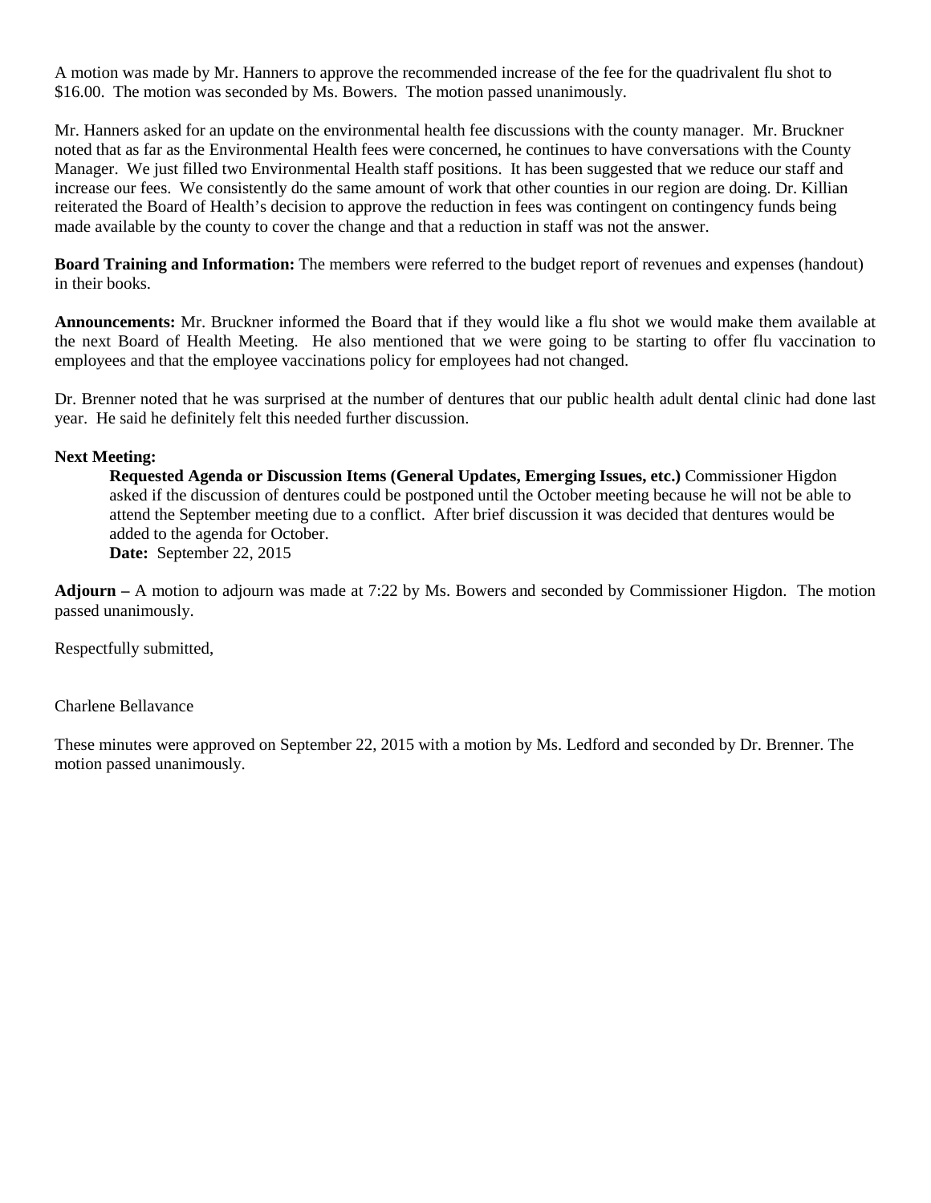A motion was made by Mr. Hanners to approve the recommended increase of the fee for the quadrivalent flu shot to $16.00. The motion was seconded by Ms. Bowers. The motion passed unanimously.

Mr. Hanners asked for an update on the environmental health fee discussions with the county manager. Mr. Bruckner noted that as far as the Environmental Health fees were concerned, he continues to have conversations with the County Manager. We just filled two Environmental Health staff positions. It has been suggested that we reduce our staff and increase our fees. We consistently do the same amount of work that other counties in our region are doing. Dr. Killian reiterated the Board of Health's decision to approve the reduction in fees was contingent on contingency funds being made available by the county to cover the change and that a reduction in staff was not the answer.

**Board Training and Information:** The members were referred to the budget report of revenues and expenses (handout) in their books.

**Announcements:** Mr. Bruckner informed the Board that if they would like a flu shot we would make them available at the next Board of Health Meeting. He also mentioned that we were going to be starting to offer flu vaccination to employees and that the employee vaccinations policy for employees had not changed.

Dr. Brenner noted that he was surprised at the number of dentures that our public health adult dental clinic had done last year. He said he definitely felt this needed further discussion.

**Next Meeting:**

> **Requested Agenda or Discussion Items (General Updates, Emerging Issues, etc.)** Commissioner Higdon asked if the discussion of dentures could be postponed until the October meeting because he will not be able to attend the September meeting due to a conflict. After brief discussion it was decided that dentures would be added to the agenda for October.
>
> **Date:** September 22, 2015

**Adjourn –** A motion to adjourn was made at 7:22 by Ms. Bowers and seconded by Commissioner Higdon. The motion passed unanimously.

Respectfully submitted,

Charlene Bellavance

These minutes were approved on September 22, 2015 with a motion by Ms. Ledford and seconded by Dr. Brenner. The motion passed unanimously.